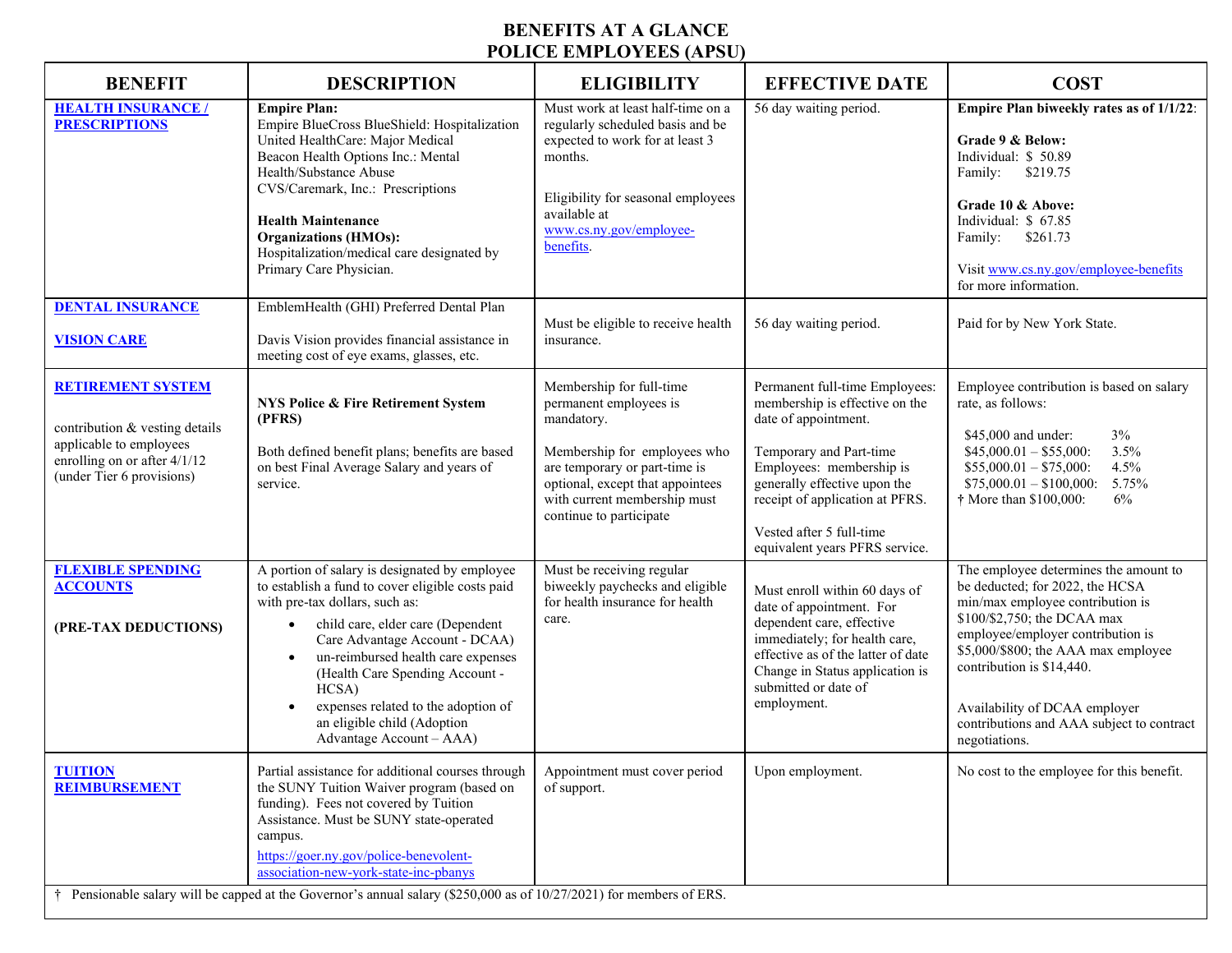# BENEFITS AT A GLANCE
# POLICE EMPLOYEES (APSU)

| BENEFIT | DESCRIPTION | ELIGIBILITY | EFFECTIVE DATE | COST |
|---|---|---|---|---|
| **HEALTH INSURANCE / PRESCRIPTIONS** | **Empire Plan:**<br>Empire BlueCross BlueShield: Hospitalization<br>United HealthCare: Major Medical<br>Beacon Health Options Inc.: Mental Health/Substance Abuse<br>CVS/Caremark, Inc.: Prescriptions<br><br>**Health Maintenance Organizations (HMOs):**<br>Hospitalization/medical care designated by Primary Care Physician. | Must work at least half-time on a regularly scheduled basis and be expected to work for at least 3 months.<br><br>Eligibility for seasonal employees available at www.cs.ny.gov/employee-benefits. | 56 day waiting period. | **Empire Plan biweekly rates as of 1/1/22:**<br><br>**Grade 9 & Below:**<br>Individual: $ 50.89<br>Family: $219.75<br><br>**Grade 10 & Above:**<br>Individual: $ 67.85<br>Family: $261.73<br><br>Visit www.cs.ny.gov/employee-benefits for more information. |
| **DENTAL INSURANCE**<br><br>**VISION CARE** | EmblemHealth (GHI) Preferred Dental Plan<br><br>Davis Vision provides financial assistance in meeting cost of eye exams, glasses, etc. | Must be eligible to receive health insurance. | 56 day waiting period. | Paid for by New York State. |
| **RETIREMENT SYSTEM**<br><br>contribution & vesting details applicable to employees enrolling on or after 4/1/12 (under Tier 6 provisions) | **NYS Police & Fire Retirement System (PFRS)**<br><br>Both defined benefit plans; benefits are based on best Final Average Salary and years of service. | Membership for full-time permanent employees is mandatory.<br><br>Membership for employees who are temporary or part-time is optional, except that appointees with current membership must continue to participate | Permanent full-time Employees: membership is effective on the date of appointment.<br><br>Temporary and Part-time Employees: membership is generally effective upon the receipt of application at PFRS.<br><br>Vested after 5 full-time equivalent years PFRS service. | Employee contribution is based on salary rate, as follows:<br><br>$45,000 and under: 3%<br>$45,000.01 – $55,000: 3.5%<br>$55,000.01 – $75,000: 4.5%<br>$75,000.01 – $100,000: 5.75%<br>† More than $100,000: 6% |
| **FLEXIBLE SPENDING ACCOUNTS**<br><br>**(PRE-TAX DEDUCTIONS)** | A portion of salary is designated by employee to establish a fund to cover eligible costs paid with pre-tax dollars, such as:<br>• child care, elder care (Dependent Care Advantage Account - DCAA)<br>• un-reimbursed health care expenses (Health Care Spending Account - HCSA)<br>• expenses related to the adoption of an eligible child (Adoption Advantage Account – AAA) | Must be receiving regular biweekly paychecks and eligible for health insurance for health care. | Must enroll within 60 days of date of appointment. For dependent care, effective immediately; for health care, effective as of the latter of date Change in Status application is submitted or date of employment. | The employee determines the amount to be deducted; for 2022, the HCSA min/max employee contribution is $100/$2,750; the DCAA max employee/employer contribution is $5,000/$800; the AAA max employee contribution is $14,440.<br><br>Availability of DCAA employer contributions and AAA subject to contract negotiations. |
| **TUITION REIMBURSEMENT** | Partial assistance for additional courses through the SUNY Tuition Waiver program (based on funding). Fees not covered by Tuition Assistance. Must be SUNY state-operated campus.<br>https://goer.ny.gov/police-benevolent-association-new-york-state-inc-pbanys | Appointment must cover period of support. | Upon employment. | No cost to the employee for this benefit. |

† Pensionable salary will be capped at the Governor's annual salary ($250,000 as of 10/27/2021) for members of ERS.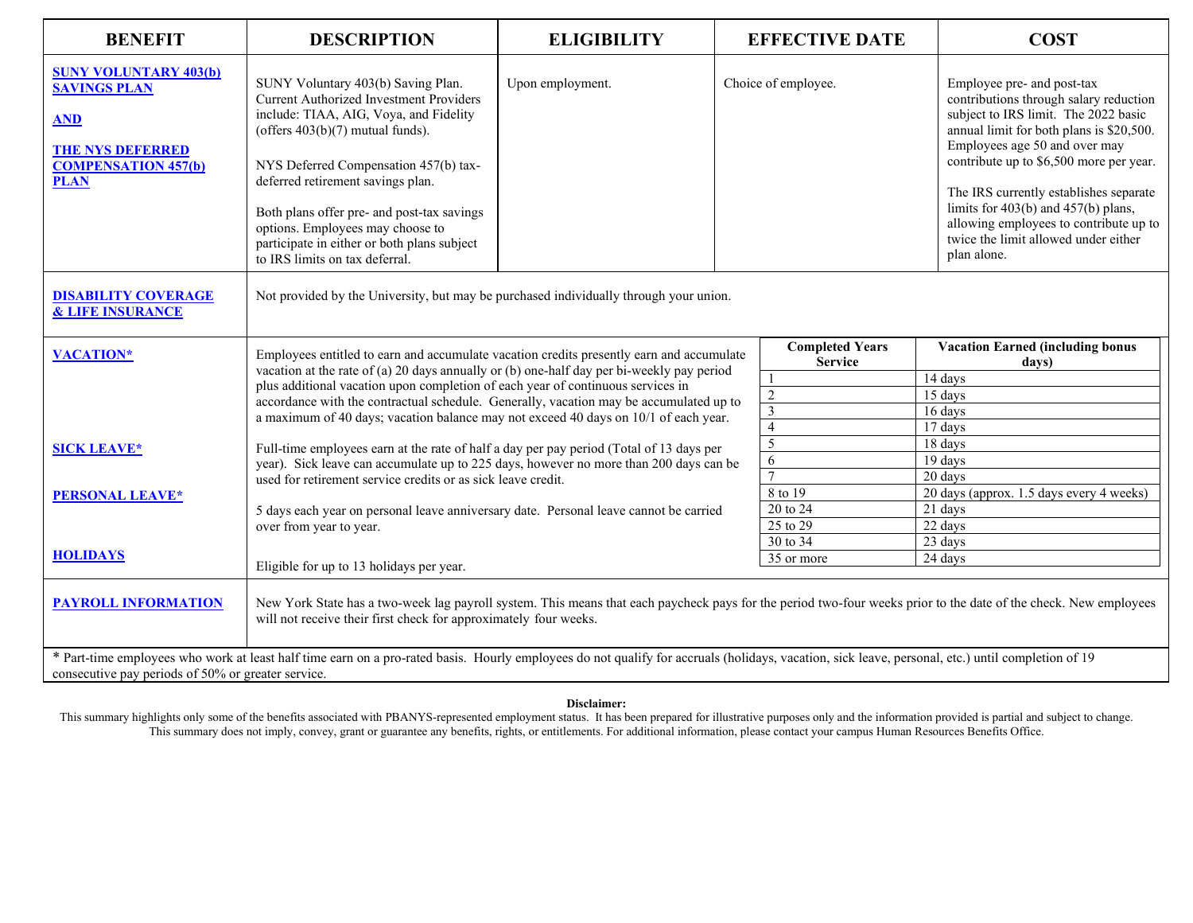| BENEFIT | DESCRIPTION | ELIGIBILITY | EFFECTIVE DATE | COST |
|---|---|---|---|---|
| **SUNY VOLUNTARY 403(b) SAVINGS PLAN**<br><br>**AND**<br><br>**THE NYS DEFERRED COMPENSATION 457(b) PLAN** | SUNY Voluntary 403(b) Saving Plan. Current Authorized Investment Providers include: TIAA, AIG, Voya, and Fidelity (offers 403(b)(7) mutual funds).<br><br>NYS Deferred Compensation 457(b) tax-deferred retirement savings plan.<br><br>Both plans offer pre- and post-tax savings options. Employees may choose to participate in either or both plans subject to IRS limits on tax deferral. | Upon employment. | Choice of employee. | Employee pre- and post-tax contributions through salary reduction subject to IRS limit. The 2022 basic annual limit for both plans is $20,500. Employees age 50 and over may contribute up to $6,500 more per year.<br><br>The IRS currently establishes separate limits for 403(b) and 457(b) plans, allowing employees to contribute up to twice the limit allowed under either plan alone. |
| **DISABILITY COVERAGE & LIFE INSURANCE** | Not provided by the University, but may be purchased individually through your union. | | | |
| **VACATION*** | Employees entitled to earn and accumulate vacation credits presently earn and accumulate vacation at the rate of (a) 20 days annually or (b) one-half day per bi-weekly pay period plus additional vacation upon completion of each year of continuous services in accordance with the contractual schedule. Generally, vacation may be accumulated up to a maximum of 40 days; vacation balance may not exceed 40 days on 10/1 of each year. | | | |
| **SICK LEAVE*** | Full-time employees earn at the rate of half a day per pay period (Total of 13 days per year). Sick leave can accumulate up to 225 days, however no more than 200 days can be used for retirement service credits or as sick leave credit. | | | |
| **PERSONAL LEAVE*** | 5 days each year on personal leave anniversary date. Personal leave cannot be carried over from year to year. | | | |
| **HOLIDAYS** | Eligible for up to 13 holidays per year. | | | |
| **PAYROLL INFORMATION** | New York State has a two-week lag payroll system. This means that each paycheck pays for the period two-four weeks prior to the date of the check. New employees will not receive their first check for approximately four weeks. | | | |

| Completed Years Service | Vacation Earned (including bonus days) |
|---|---|
| 1 | 14 days |
| 2 | 15 days |
| 3 | 16 days |
| 4 | 17 days |
| 5 | 18 days |
| 6 | 19 days |
| 7 | 20 days |
| 8 to 19 | 20 days (approx. 1.5 days every 4 weeks) |
| 20 to 24 | 21 days |
| 25 to 29 | 22 days |
| 30 to 34 | 23 days |
| 35 or more | 24 days |

* Part-time employees who work at least half time earn on a pro-rated basis. Hourly employees do not qualify for accruals (holidays, vacation, sick leave, personal, etc.) until completion of 19 consecutive pay periods of 50% or greater service.

**Disclaimer:**

This summary highlights only some of the benefits associated with PBANYS-represented employment status. It has been prepared for illustrative purposes only and the information provided is partial and subject to change. This summary does not imply, convey, grant or guarantee any benefits, rights, or entitlements. For additional information, please contact your campus Human Resources Benefits Office.